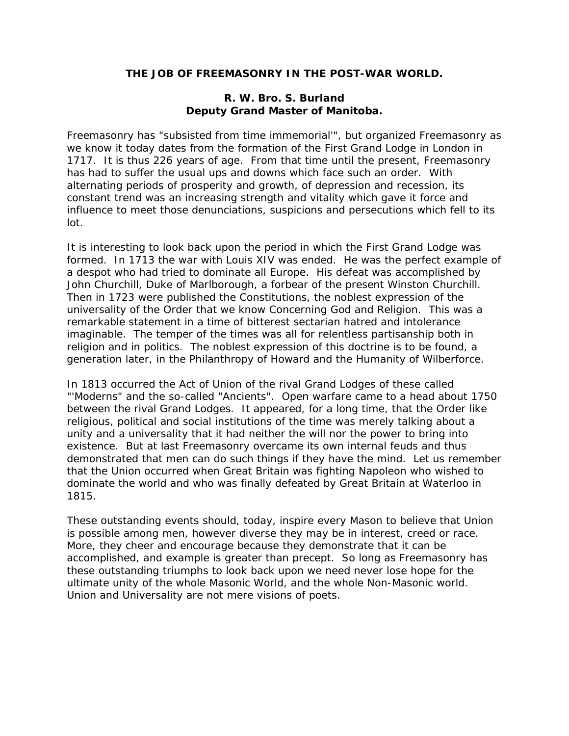# THE JOB OF FREEMASONRY IN THE POST-WAR WORLD.

**R. W. Bro. S. Burland**
**Deputy Grand Master of Manitoba.**

Freemasonry has "subsisted from time immemorial'", but organized Freemasonry as we know it today dates from the formation of the First Grand Lodge in London in 1717. It is thus 226 years of age. From that time until the present, Freemasonry has had to suffer the usual ups and downs which face such an order. With alternating periods of prosperity and growth, of depression and recession, its constant trend was an increasing strength and vitality which gave it force and influence to meet those denunciations, suspicions and persecutions which fell to its lot.

It is interesting to look back upon the period in which the First Grand Lodge was formed. In 1713 the war with Louis XIV was ended. He was the perfect example of a despot who had tried to dominate all Europe. His defeat was accomplished by John Churchill, Duke of Marlborough, a forbear of the present Winston Churchill. Then in 1723 were published the Constitutions, the noblest expression of the universality of the Order that we know Concerning God and Religion. This was a remarkable statement in a time of bitterest sectarian hatred and intolerance imaginable. The temper of the times was all for relentless partisanship both in religion and in politics. The noblest expression of this doctrine is to be found, a generation later, in the Philanthropy of Howard and the Humanity of Wilberforce.

In 1813 occurred the Act of Union of the rival Grand Lodges of these called "'Moderns" and the so-called "Ancients". Open warfare came to a head about 1750 between the rival Grand Lodges. It appeared, for a long time, that the Order like religious, political and social institutions of the time was merely talking about a unity and a universality that it had neither the will nor the power to bring into existence. But at last Freemasonry overcame its own internal feuds and thus demonstrated that men can do such things if they have the mind. Let us remember that the Union occurred when Great Britain was fighting Napoleon who wished to dominate the world and who was finally defeated by Great Britain at Waterloo in 1815.

These outstanding events should, today, inspire every Mason to believe that Union is possible among men, however diverse they may be in interest, creed or race. More, they cheer and encourage because they demonstrate that it can be accomplished, and example is greater than precept. So long as Freemasonry has these outstanding triumphs to look back upon we need never lose hope for the ultimate unity of the whole Masonic World, and the whole Non-Masonic world. Union and Universality are not mere visions of poets.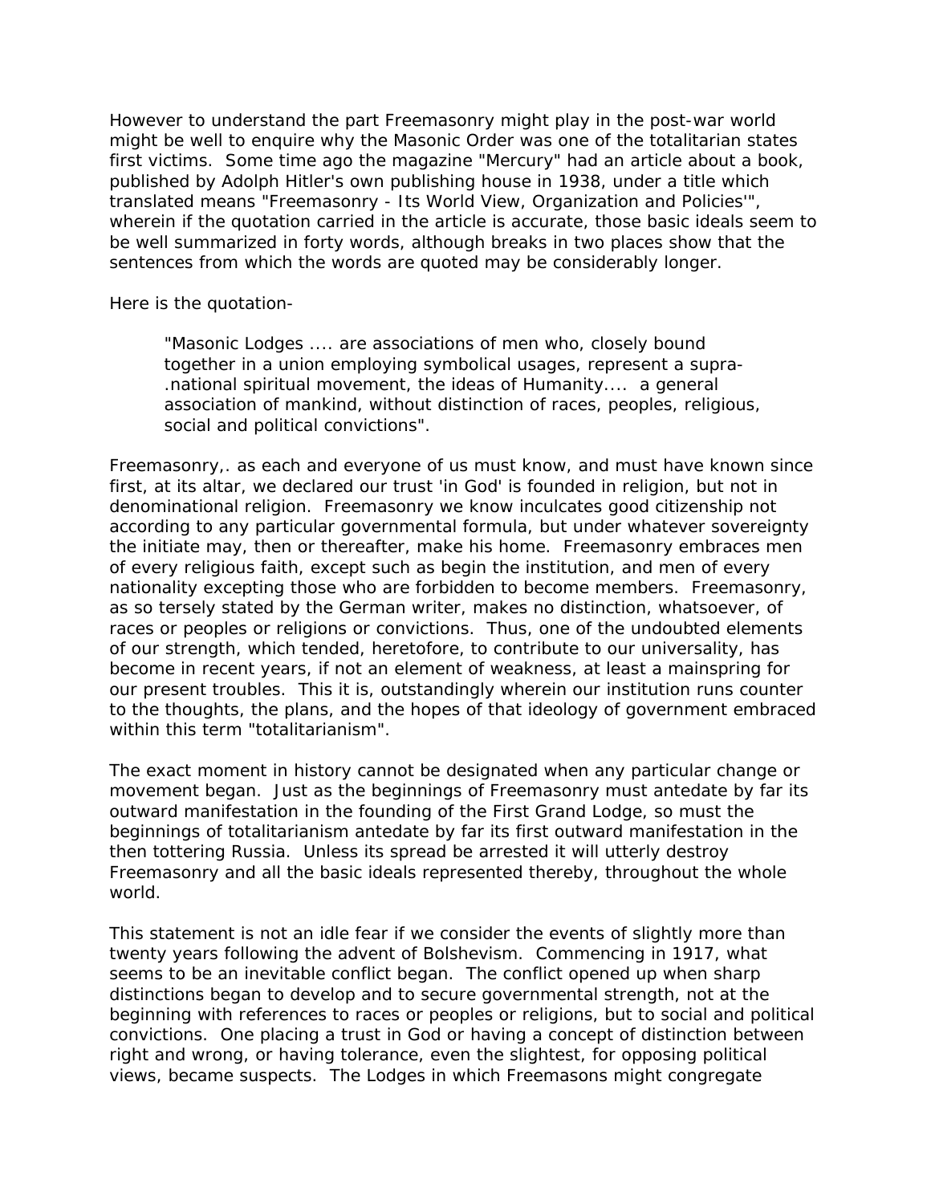However to understand the part Freemasonry might play in the post-war world might be well to enquire why the Masonic Order was one of the totalitarian states first victims. Some time ago the magazine "Mercury" had an article about a book, published by Adolph Hitler's own publishing house in 1938, under a title which translated means "Freemasonry - Its World View, Organization and Policies'", wherein if the quotation carried in the article is accurate, those basic ideals seem to be well summarized in forty words, although breaks in two places show that the sentences from which the words are quoted may be considerably longer.

Here is the quotation-

> "Masonic Lodges .... are associations of men who, closely bound together in a union employing symbolical usages, represent a supra-.national spiritual movement, the ideas of Humanity.... a general association of mankind, without distinction of races, peoples, religious, social and political convictions".

Freemasonry,. as each and everyone of us must know, and must have known since first, at its altar, we declared our trust 'in God' is founded in religion, but not in denominational religion. Freemasonry we know inculcates good citizenship not according to any particular governmental formula, but under whatever sovereignty the initiate may, then or thereafter, make his home. Freemasonry embraces men of every religious faith, except such as begin the institution, and men of every nationality excepting those who are forbidden to become members. Freemasonry, as so tersely stated by the German writer, makes no distinction, whatsoever, of races or peoples or religions or convictions. Thus, one of the undoubted elements of our strength, which tended, heretofore, to contribute to our universality, has become in recent years, if not an element of weakness, at least a mainspring for our present troubles. This it is, outstandingly wherein our institution runs counter to the thoughts, the plans, and the hopes of that ideology of government embraced within this term "totalitarianism".

The exact moment in history cannot be designated when any particular change or movement began. Just as the beginnings of Freemasonry must antedate by far its outward manifestation in the founding of the First Grand Lodge, so must the beginnings of totalitarianism antedate by far its first outward manifestation in the then tottering Russia. Unless its spread be arrested it will utterly destroy Freemasonry and all the basic ideals represented thereby, throughout the whole world.

This statement is not an idle fear if we consider the events of slightly more than twenty years following the advent of Bolshevism. Commencing in 1917, what seems to be an inevitable conflict began. The conflict opened up when sharp distinctions began to develop and to secure governmental strength, not at the beginning with references to races or peoples or religions, but to social and political convictions. One placing a trust in God or having a concept of distinction between right and wrong, or having tolerance, even the slightest, for opposing political views, became suspects. The Lodges in which Freemasons might congregate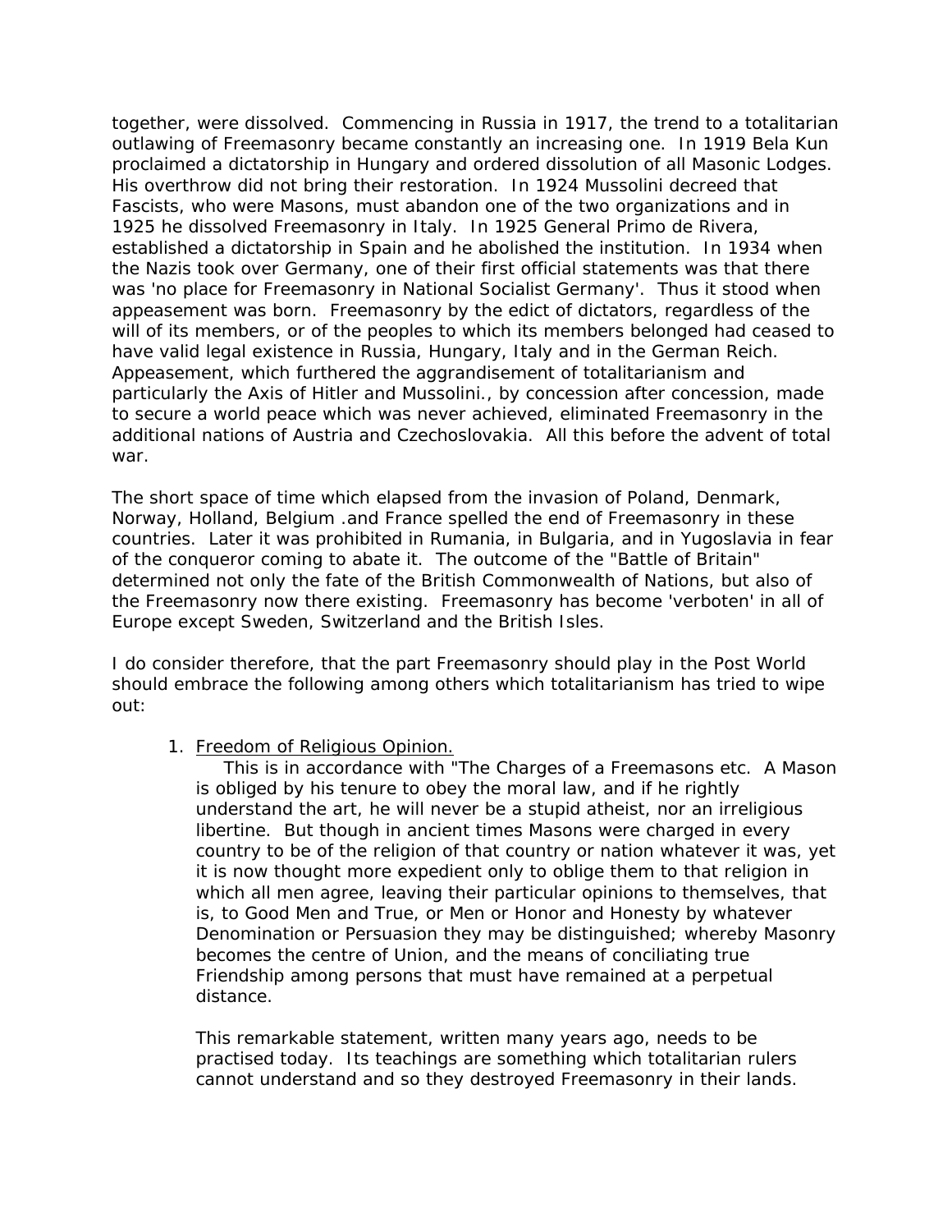together, were dissolved. Commencing in Russia in 1917, the trend to a totalitarian outlawing of Freemasonry became constantly an increasing one. In 1919 Bela Kun proclaimed a dictatorship in Hungary and ordered dissolution of all Masonic Lodges. His overthrow did not bring their restoration. In 1924 Mussolini decreed that Fascists, who were Masons, must abandon one of the two organizations and in 1925 he dissolved Freemasonry in Italy. In 1925 General Primo de Rivera, established a dictatorship in Spain and he abolished the institution. In 1934 when the Nazis took over Germany, one of their first official statements was that there was 'no place for Freemasonry in National Socialist Germany'. Thus it stood when appeasement was born. Freemasonry by the edict of dictators, regardless of the will of its members, or of the peoples to which its members belonged had ceased to have valid legal existence in Russia, Hungary, Italy and in the German Reich. Appeasement, which furthered the aggrandisement of totalitarianism and particularly the Axis of Hitler and Mussolini., by concession after concession, made to secure a world peace which was never achieved, eliminated Freemasonry in the additional nations of Austria and Czechoslovakia. All this before the advent of total war.

The short space of time which elapsed from the invasion of Poland, Denmark, Norway, Holland, Belgium .and France spelled the end of Freemasonry in these countries. Later it was prohibited in Rumania, in Bulgaria, and in Yugoslavia in fear of the conqueror coming to abate it. The outcome of the "Battle of Britain" determined not only the fate of the British Commonwealth of Nations, but also of the Freemasonry now there existing. Freemasonry has become 'verboten' in all of Europe except Sweden, Switzerland and the British Isles.

I do consider therefore, that the part Freemasonry should play in the Post World should embrace the following among others which totalitarianism has tried to wipe out:

1. <u>Freedom of Religious Opinion.</u>

   This is in accordance with "The Charges of a Freemasons etc. A Mason is obliged by his tenure to obey the moral law, and if he rightly understand the art, he will never be a stupid atheist, nor an irreligious libertine. But though in ancient times Masons were charged in every country to be of the religion of that country or nation whatever it was, yet it is now thought more expedient only to oblige them to that religion in which all men agree, leaving their particular opinions to themselves, that is, to Good Men and True, or Men or Honor and Honesty by whatever Denomination or Persuasion they may be distinguished; whereby Masonry becomes the centre of Union, and the means of conciliating true Friendship among persons that must have remained at a perpetual distance.

   This remarkable statement, written many years ago, needs to be practised today. Its teachings are something which totalitarian rulers cannot understand and so they destroyed Freemasonry in their lands.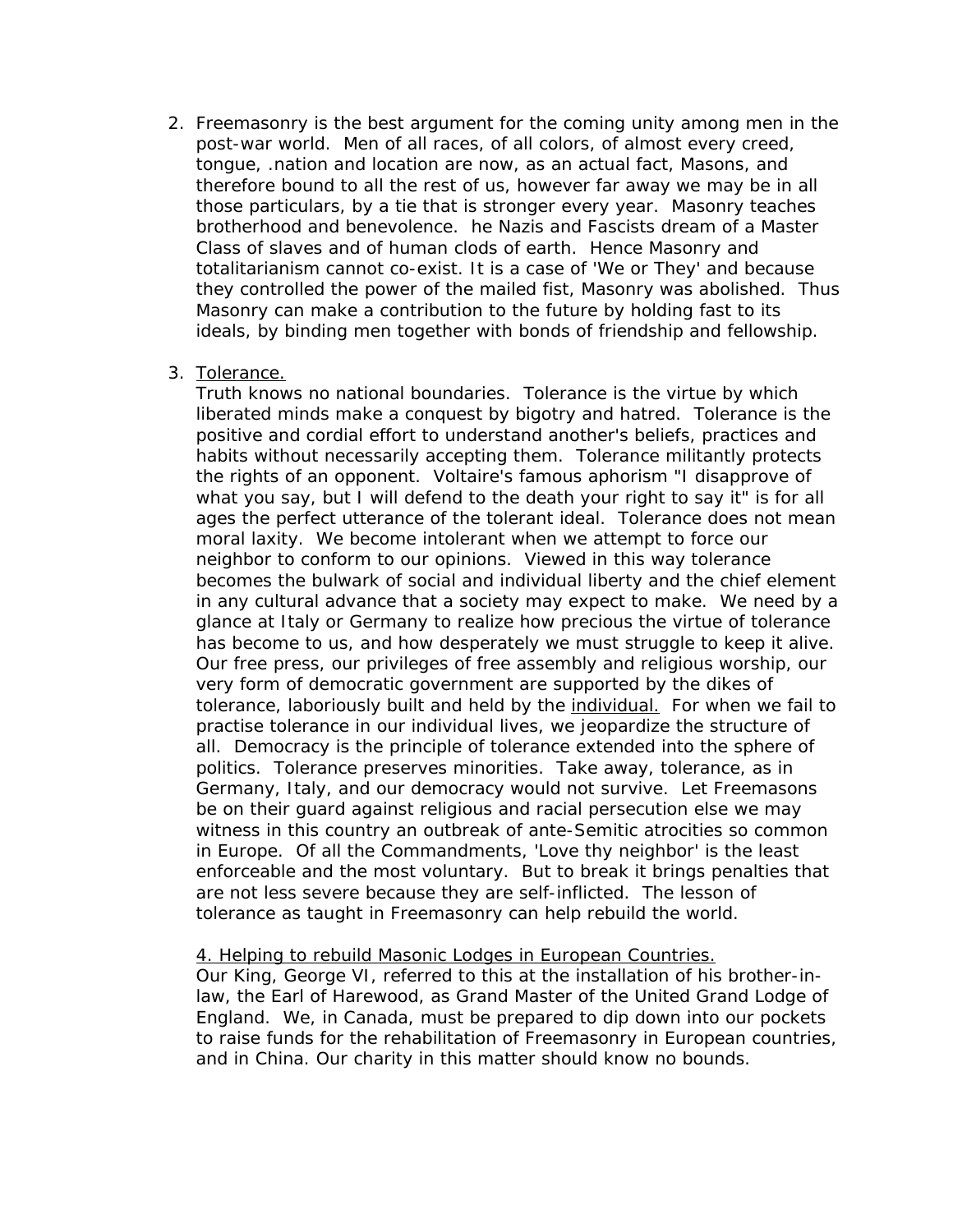2. Freemasonry is the best argument for the coming unity among men in the post-war world. Men of all races, of all colors, of almost every creed, tongue, .nation and location are now, as an actual fact, Masons, and therefore bound to all the rest of us, however far away we may be in all those particulars, by a tie that is stronger every year. Masonry teaches brotherhood and benevolence. he Nazis and Fascists dream of a Master Class of slaves and of human clods of earth. Hence Masonry and totalitarianism cannot co-exist. It is a case of 'We or They' and because they controlled the power of the mailed fist, Masonry was abolished. Thus Masonry can make a contribution to the future by holding fast to its ideals, by binding men together with bonds of friendship and fellowship.

3. <u>Tolerance.</u>
   Truth knows no national boundaries. Tolerance is the virtue by which liberated minds make a conquest by bigotry and hatred. Tolerance is the positive and cordial effort to understand another's beliefs, practices and habits without necessarily accepting them. Tolerance militantly protects the rights of an opponent. Voltaire's famous aphorism "I disapprove of what you say, but I will defend to the death your right to say it" is for all ages the perfect utterance of the tolerant ideal. Tolerance does not mean moral laxity. We become intolerant when we attempt to force our neighbor to conform to our opinions. Viewed in this way tolerance becomes the bulwark of social and individual liberty and the chief element in any cultural advance that a society may expect to make. We need by a glance at Italy or Germany to realize how precious the virtue of tolerance has become to us, and how desperately we must struggle to keep it alive. Our free press, our privileges of free assembly and religious worship, our very form of democratic government are supported by the dikes of tolerance, laboriously built and held by the <u>individual.</u> For when we fail to practise tolerance in our individual lives, we jeopardize the structure of all. Democracy is the principle of tolerance extended into the sphere of politics. Tolerance preserves minorities. Take away, tolerance, as in Germany, Italy, and our democracy would not survive. Let Freemasons be on their guard against religious and racial persecution else we may witness in this country an outbreak of ante-Semitic atrocities so common in Europe. Of all the Commandments, 'Love thy neighbor' is the least enforceable and the most voluntary. But to break it brings penalties that are not less severe because they are self-inflicted. The lesson of tolerance as taught in Freemasonry can help rebuild the world.

   <u>4. Helping to rebuild Masonic Lodges in European Countries.</u>
   Our King, George VI, referred to this at the installation of his brother-in-law, the Earl of Harewood, as Grand Master of the United Grand Lodge of England. We, in Canada, must be prepared to dip down into our pockets to raise funds for the rehabilitation of Freemasonry in European countries, and in China. Our charity in this matter should know no bounds.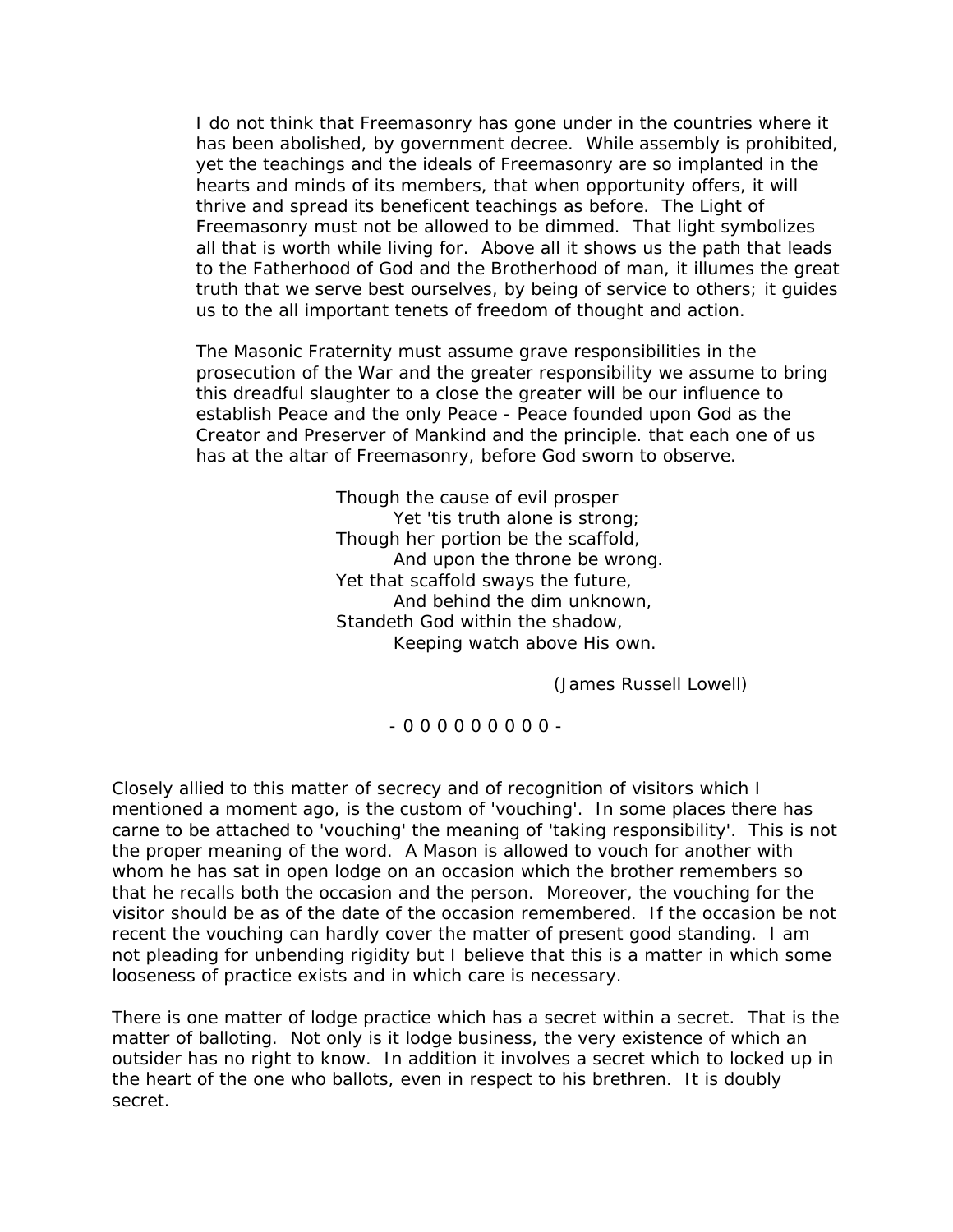I do not think that Freemasonry has gone under in the countries where it has been abolished, by government decree. While assembly is prohibited, yet the teachings and the ideals of Freemasonry are so implanted in the hearts and minds of its members, that when opportunity offers, it will thrive and spread its beneficent teachings as before. The Light of Freemasonry must not be allowed to be dimmed. That light symbolizes all that is worth while living for. Above all it shows us the path that leads to the Fatherhood of God and the Brotherhood of man, it illumes the great truth that we serve best ourselves, by being of service to others; it guides us to the all important tenets of freedom of thought and action.

The Masonic Fraternity must assume grave responsibilities in the prosecution of the War and the greater responsibility we assume to bring this dreadful slaughter to a close the greater will be our influence to establish Peace and the only Peace - Peace founded upon God as the Creator and Preserver of Mankind and the principle. that each one of us has at the altar of Freemasonry, before God sworn to observe.

> Though the cause of evil prosper
> Yet 'tis truth alone is strong;
> Though her portion be the scaffold,
> And upon the throne be wrong.
> Yet that scaffold sways the future,
> And behind the dim unknown,
> Standeth God within the shadow,
> Keeping watch above His own.
>
> (James Russell Lowell)

\- 0 0 0 0 0 0 0 0 0 -

Closely allied to this matter of secrecy and of recognition of visitors which I mentioned a moment ago, is the custom of 'vouching'. In some places there has carne to be attached to 'vouching' the meaning of 'taking responsibility'. This is not the proper meaning of the word. A Mason is allowed to vouch for another with whom he has sat in open lodge on an occasion which the brother remembers so that he recalls both the occasion and the person. Moreover, the vouching for the visitor should be as of the date of the occasion remembered. If the occasion be not recent the vouching can hardly cover the matter of present good standing. I am not pleading for unbending rigidity but I believe that this is a matter in which some looseness of practice exists and in which care is necessary.

There is one matter of lodge practice which has a secret within a secret. That is the matter of balloting. Not only is it lodge business, the very existence of which an outsider has no right to know. In addition it involves a secret which to locked up in the heart of the one who ballots, even in respect to his brethren. It is doubly secret.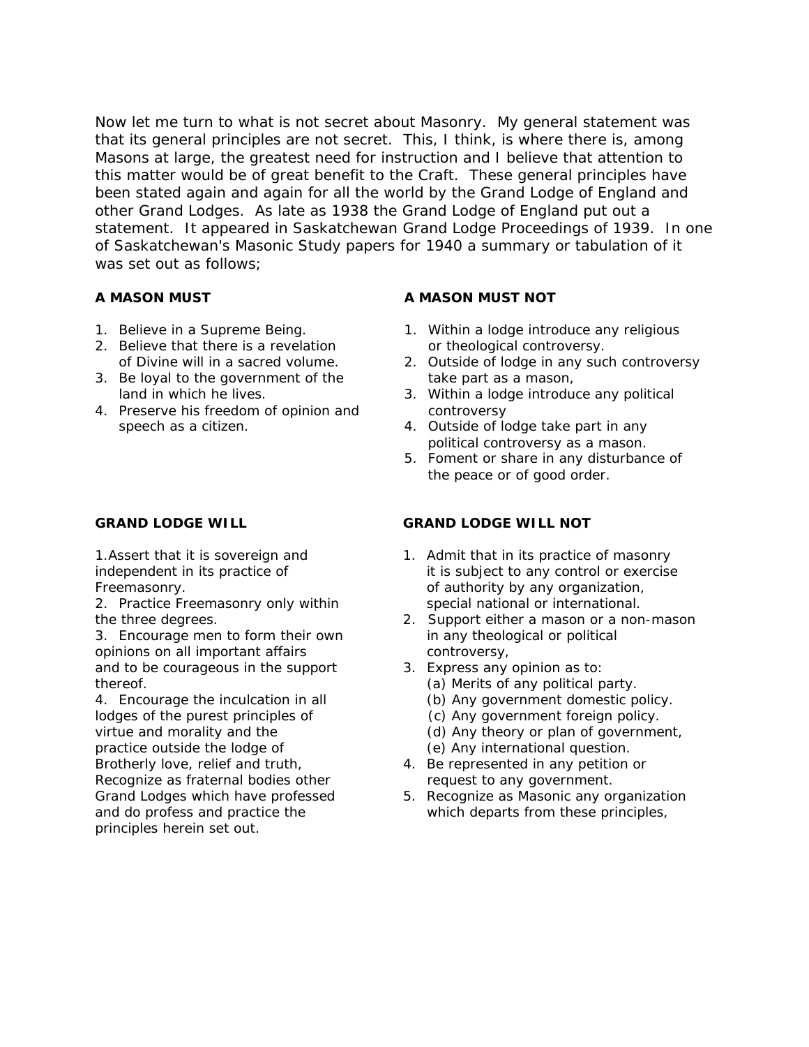Now let me turn to what is not secret about Masonry. My general statement was that its general principles are not secret. This, I think, is where there is, among Masons at large, the greatest need for instruction and I believe that attention to this matter would be of great benefit to the Craft. These general principles have been stated again and again for all the world by the Grand Lodge of England and other Grand Lodges. As late as 1938 the Grand Lodge of England put out a statement. It appeared in Saskatchewan Grand Lodge Proceedings of 1939. In one of Saskatchewan's Masonic Study papers for 1940 a summary or tabulation of it was set out as follows;

**A MASON MUST**

1. Believe in a Supreme Being.
2. Believe that there is a revelation of Divine will in a sacred volume.
3. Be loyal to the government of the land in which he lives.
4. Preserve his freedom of opinion and speech as a citizen.

**A MASON MUST NOT**

1. Within a lodge introduce any religious or theological controversy.
2. Outside of lodge in any such controversy take part as a mason,
3. Within a lodge introduce any political controversy
4. Outside of lodge take part in any political controversy as a mason.
5. Foment or share in any disturbance of the peace or of good order.

**GRAND LODGE WILL**

1. Assert that it is sovereign and independent in its practice of Freemasonry.
2. Practice Freemasonry only within the three degrees.
3. Encourage men to form their own opinions on all important affairs and to be courageous in the support thereof.
4. Encourage the inculcation in all lodges of the purest principles of virtue and morality and the practice outside the lodge of Brotherly love, relief and truth, Recognize as fraternal bodies other Grand Lodges which have professed and do profess and practice the principles herein set out.

**GRAND LODGE WILL NOT**

1. Admit that in its practice of masonry it is subject to any control or exercise of authority by any organization, special national or international.
2. Support either a mason or a non-mason in any theological or political controversy,
3. Express any opinion as to:
   (a) Merits of any political party.
   (b) Any government domestic policy.
   (c) Any government foreign policy.
   (d) Any theory or plan of government,
   (e) Any international question.
4. Be represented in any petition or request to any government.
5. Recognize as Masonic any organization which departs from these principles,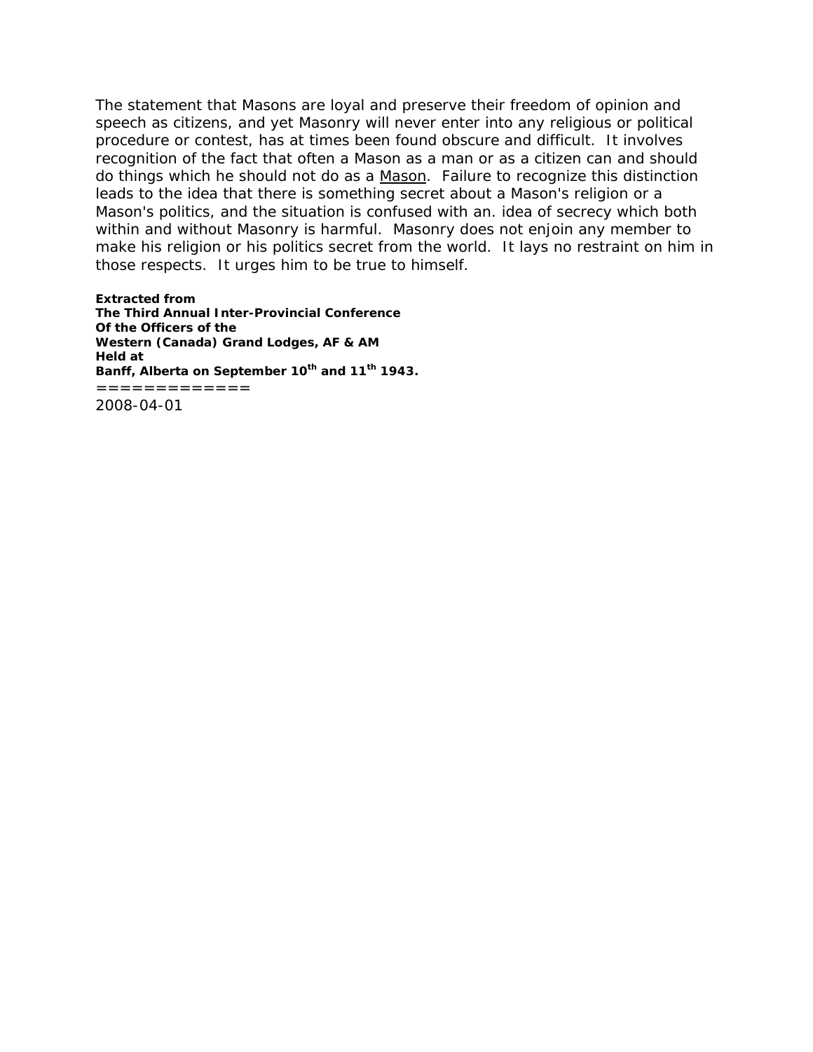The statement that Masons are loyal and preserve their freedom of opinion and speech as citizens, and yet Masonry will never enter into any religious or political procedure or contest, has at times been found obscure and difficult. It involves recognition of the fact that often a Mason as a man or as a citizen can and should do things which he should not do as a <u>Mason</u>. Failure to recognize this distinction leads to the idea that there is something secret about a Mason's religion or a Mason's politics, and the situation is confused with an. idea of secrecy which both within and without Masonry is harmful. Masonry does not enjoin any member to make his religion or his politics secret from the world. It lays no restraint on him in those respects. It urges him to be true to himself.

**Extracted from**
**The Third Annual Inter-Provincial Conference**
**Of the Officers of the**
**Western (Canada) Grand Lodges, AF & AM**
**Held at**
**Banff, Alberta on September 10th and 11th 1943.**

============

2008-04-01